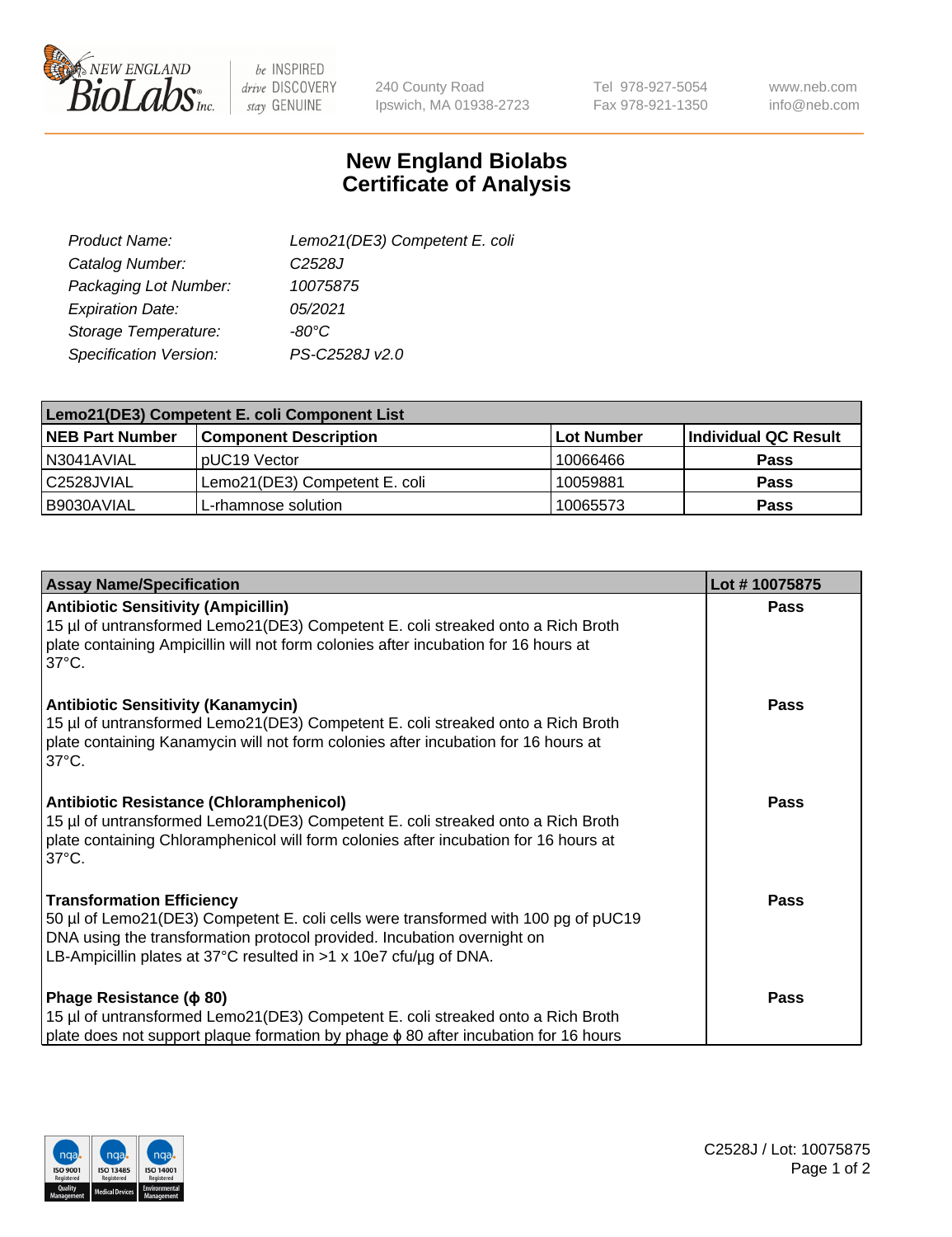# New England Biolabs Certificate of Analysis

| | |
|---|---|
| *Product Name:* | *Lemo21(DE3) Competent E. coli* |
| *Catalog Number:* | *C2528J* |
| *Packaging Lot Number:* | *10075875* |
| *Expiration Date:* | *05/2021* |
| *Storage Temperature:* | *-80°C* |
| *Specification Version:* | *PS-C2528J v2.0* |

| Lemo21(DE3) Competent E. coli Component List | | | |
|---|---|---|---|
| **NEB Part Number** | **Component Description** | **Lot Number** | **Individual QC Result** |
| N3041AVIAL | pUC19 Vector | 10066466 | **Pass** |
| C2528JVIAL | Lemo21(DE3) Competent E. coli | 10059881 | **Pass** |
| B9030AVIAL | L-rhamnose solution | 10065573 | **Pass** |

| Assay Name/Specification | Lot # 10075875 |
|---|---|
| **Antibiotic Sensitivity (Ampicillin)**<br>15 µl of untransformed Lemo21(DE3) Competent E. coli streaked onto a Rich Broth plate containing Ampicillin will not form colonies after incubation for 16 hours at 37°C. | **Pass** |
| **Antibiotic Sensitivity (Kanamycin)**<br>15 µl of untransformed Lemo21(DE3) Competent E. coli streaked onto a Rich Broth plate containing Kanamycin will not form colonies after incubation for 16 hours at 37°C. | **Pass** |
| **Antibiotic Resistance (Chloramphenicol)**<br>15 µl of untransformed Lemo21(DE3) Competent E. coli streaked onto a Rich Broth plate containing Chloramphenicol will form colonies after incubation for 16 hours at 37°C. | **Pass** |
| **Transformation Efficiency**<br>50 µl of Lemo21(DE3) Competent E. coli cells were transformed with 100 pg of pUC19 DNA using the transformation protocol provided. Incubation overnight on LB-Ampicillin plates at 37°C resulted in >1 x 10e7 cfu/µg of DNA. | **Pass** |
| **Phage Resistance (ϕ 80)**<br>15 µl of untransformed Lemo21(DE3) Competent E. coli streaked onto a Rich Broth plate does not support plaque formation by phage ϕ 80 after incubation for 16 hours | **Pass** |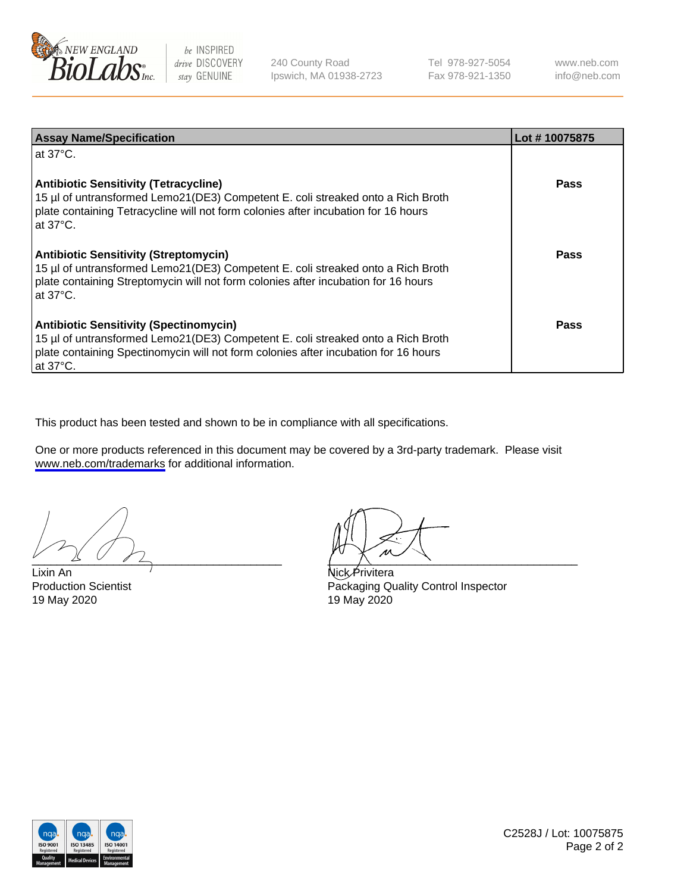| Assay Name/Specification | Lot # 10075875 |
| --- | --- |
| at 37°C. | |
| **Antibiotic Sensitivity (Tetracycline)**<br>15 µl of untransformed Lemo21(DE3) Competent E. coli streaked onto a Rich Broth plate containing Tetracycline will not form colonies after incubation for 16 hours at 37°C. | **Pass** |
| **Antibiotic Sensitivity (Streptomycin)**<br>15 µl of untransformed Lemo21(DE3) Competent E. coli streaked onto a Rich Broth plate containing Streptomycin will not form colonies after incubation for 16 hours at 37°C. | **Pass** |
| **Antibiotic Sensitivity (Spectinomycin)**<br>15 µl of untransformed Lemo21(DE3) Competent E. coli streaked onto a Rich Broth plate containing Spectinomycin will not form colonies after incubation for 16 hours at 37°C. | **Pass** |

This product has been tested and shown to be in compliance with all specifications.

One or more products referenced in this document may be covered by a 3rd-party trademark. Please visit www.neb.com/trademarks for additional information.

Lixin An
Production Scientist
19 May 2020

Nick Privitera
Packaging Quality Control Inspector
19 May 2020

C2528J / Lot: 10075875